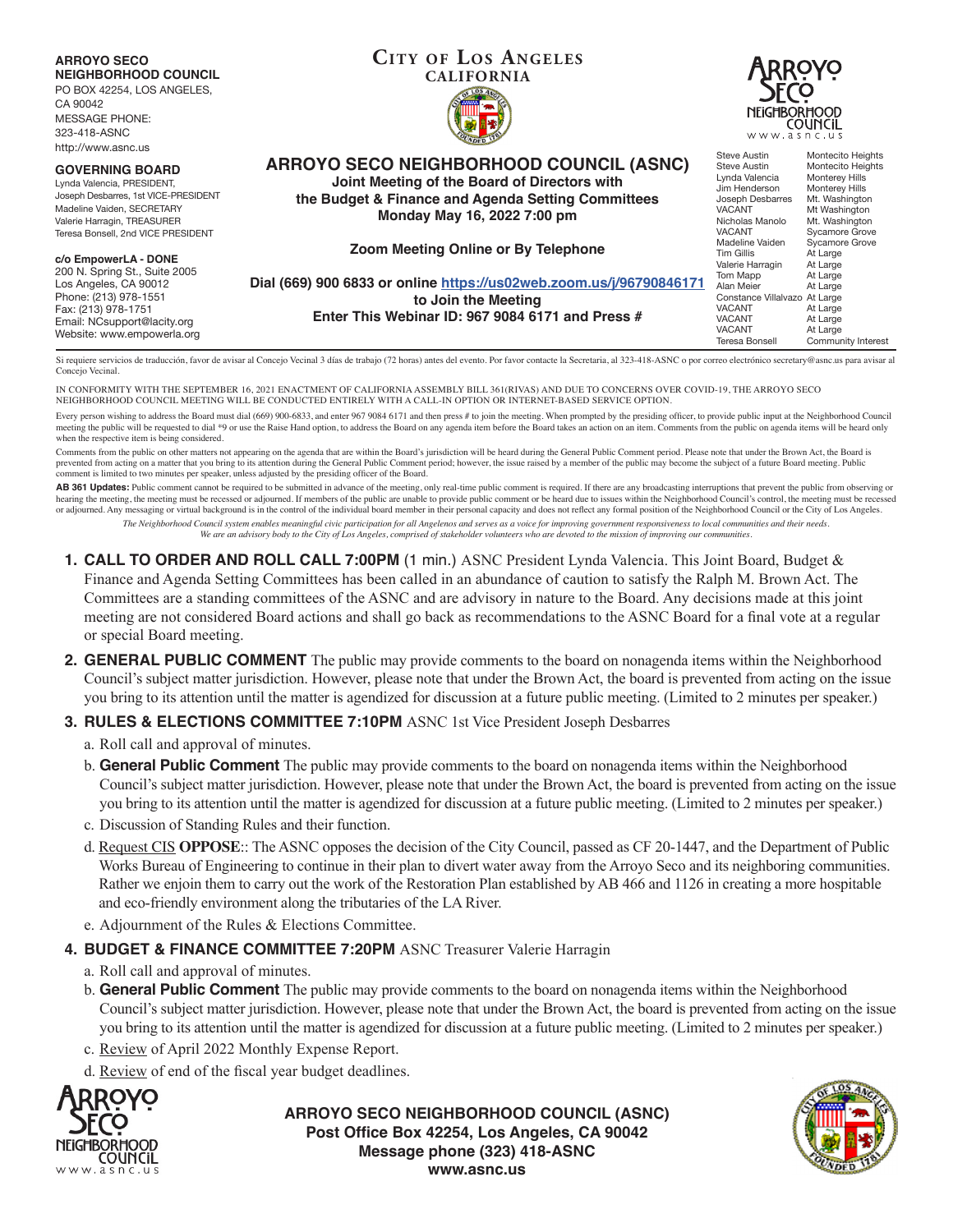**ARROYO SECO NEIGHBORHOOD COUNCIL**
PO BOX 42254, LOS ANGELES, CA 90042
MESSAGE PHONE: 323-418-ASNC
http://www.asnc.us

**GOVERNING BOARD**
Lynda Valencia, PRESIDENT,
Joseph Desbarres, 1st VICE-PRESIDENT
Madeline Vaiden, SECRETARY
Valerie Harragin, TREASURER
Teresa Bonsell, 2nd VICE PRESIDENT

**c/o EmpowerLA - DONE**
200 N. Spring St., Suite 2005
Los Angeles, CA 90012
Phone: (213) 978-1551
Fax: (213) 978-1751
Email: NCsupport@lacity.org
Website: www.empowerla.org

**CITY OF LOS ANGELES**
**CALIFORNIA**

# ARROYO SECO NEIGHBORHOOD COUNCIL (ASNC)

**Joint Meeting of the Board of Directors with the Budget & Finance and Agenda Setting Committees**
**Monday May 16, 2022 7:00 pm**

**Zoom Meeting Online or By Telephone**

**Dial (669) 900 6833 or online https://us02web.zoom.us/j/96790846171 to Join the Meeting**
**Enter This Webinar ID: 967 9084 6171 and Press #**

ARROYO SECO NEIGHBORHOOD COUNCIL
www.asnc.us

| Name | Area |
|---|---|
| Steve Austin | Montecito Heights |
| Steve Austin | Montecito Heights |
| Lynda Valencia | Monterey Hills |
| Jim Henderson | Monterey Hills |
| Joseph Desbarres | Mt. Washington |
| VACANT | Mt Washington |
| Nicholas Manolo | Mt. Washington |
| VACANT | Sycamore Grove |
| Madeline Vaiden | Sycamore Grove |
| Tim Gillis | At Large |
| Valerie Harragin | At Large |
| Tom Mapp | At Large |
| Alan Meier | At Large |
| Constance Villalvazo | At Large |
| VACANT | At Large |
| VACANT | At Large |
| VACANT | At Large |
| Teresa Bonsell | Community Interest |

Si requiere servicios de traducción, favor de avisar al Concejo Vecinal 3 días de trabajo (72 horas) antes del evento. Por favor contacte la Secretaria, al 323-418-ASNC o por correo electrónico secretary@asnc.us para avisar al Concejo Vecinal.

IN CONFORMITY WITH THE SEPTEMBER 16, 2021 ENACTMENT OF CALIFORNIA ASSEMBLY BILL 361(RIVAS) AND DUE TO CONCERNS OVER COVID-19, THE ARROYO SECO NEIGHBORHOOD COUNCIL MEETING WILL BE CONDUCTED ENTIRELY WITH A CALL-IN OPTION OR INTERNET-BASED SERVICE OPTION.

Every person wishing to address the Board must dial (669) 900-6833, and enter 967 9084 6171 and then press # to join the meeting. When prompted by the presiding officer, to provide public input at the Neighborhood Council meeting the public will be requested to dial *9 or use the Raise Hand option, to address the Board on any agenda item before the Board takes an action on an item. Comments from the public on agenda items will be heard only when the respective item is being considered.

Comments from the public on other matters not appearing on the agenda that are within the Board's jurisdiction will be heard during the General Public Comment period. Please note that under the Brown Act, the Board is prevented from acting on a matter that you bring to its attention during the General Public Comment period; however, the issue raised by a member of the public may become the subject of a future Board meeting. Public comment is limited to two minutes per speaker, unless adjusted by the presiding officer of the Board.

**AB 361 Updates:** Public comment cannot be required to be submitted in advance of the meeting, only real-time public comment is required. If there are any broadcasting interruptions that prevent the public from observing or hearing the meeting, the meeting must be recessed or adjourned. If members of the public are unable to provide public comment or be heard due to issues within the Neighborhood Council's control, the meeting must be recessed or adjourned. Any messaging or virtual background is in the control of the individual board member in their personal capacity and does not reflect any formal position of the Neighborhood Council or the City of Los Angeles.

*The Neighborhood Council system enables meaningful civic participation for all Angelenos and serves as a voice for improving government responsiveness to local communities and their needs. We are an advisory body to the City of Los Angeles, comprised of stakeholder volunteers who are devoted to the mission of improving our communities.*

1. **CALL TO ORDER AND ROLL CALL 7:00PM** (1 min.) ASNC President Lynda Valencia. This Joint Board, Budget & Finance and Agenda Setting Committees has been called in an abundance of caution to satisfy the Ralph M. Brown Act. The Committees are a standing committees of the ASNC and are advisory in nature to the Board. Any decisions made at this joint meeting are not considered Board actions and shall go back as recommendations to the ASNC Board for a final vote at a regular or special Board meeting.
2. **GENERAL PUBLIC COMMENT** The public may provide comments to the board on nonagenda items within the Neighborhood Council's subject matter jurisdiction. However, please note that under the Brown Act, the board is prevented from acting on the issue you bring to its attention until the matter is agendized for discussion at a future public meeting. (Limited to 2 minutes per speaker.)
3. **RULES & ELECTIONS COMMITTEE 7:10PM** ASNC 1st Vice President Joseph Desbarres
   a. Roll call and approval of minutes.
   b. **General Public Comment** The public may provide comments to the board on nonagenda items within the Neighborhood Council's subject matter jurisdiction. However, please note that under the Brown Act, the board is prevented from acting on the issue you bring to its attention until the matter is agendized for discussion at a future public meeting. (Limited to 2 minutes per speaker.)
   c. Discussion of Standing Rules and their function.
   d. Request CIS **OPPOSE**:: The ASNC opposes the decision of the City Council, passed as CF 20-1447, and the Department of Public Works Bureau of Engineering to continue in their plan to divert water away from the Arroyo Seco and its neighboring communities. Rather we enjoin them to carry out the work of the Restoration Plan established by AB 466 and 1126 in creating a more hospitable and eco-friendly environment along the tributaries of the LA River.
   e. Adjournment of the Rules & Elections Committee.
4. **BUDGET & FINANCE COMMITTEE 7:20PM** ASNC Treasurer Valerie Harragin
   a. Roll call and approval of minutes.
   b. **General Public Comment** The public may provide comments to the board on nonagenda items within the Neighborhood Council's subject matter jurisdiction. However, please note that under the Brown Act, the board is prevented from acting on the issue you bring to its attention until the matter is agendized for discussion at a future public meeting. (Limited to 2 minutes per speaker.)
   c. Review of April 2022 Monthly Expense Report.
   d. Review of end of the fiscal year budget deadlines.

**ARROYO SECO NEIGHBORHOOD COUNCIL (ASNC)**
**Post Office Box 42254, Los Angeles, CA 90042**
**Message phone (323) 418-ASNC**
**www.asnc.us**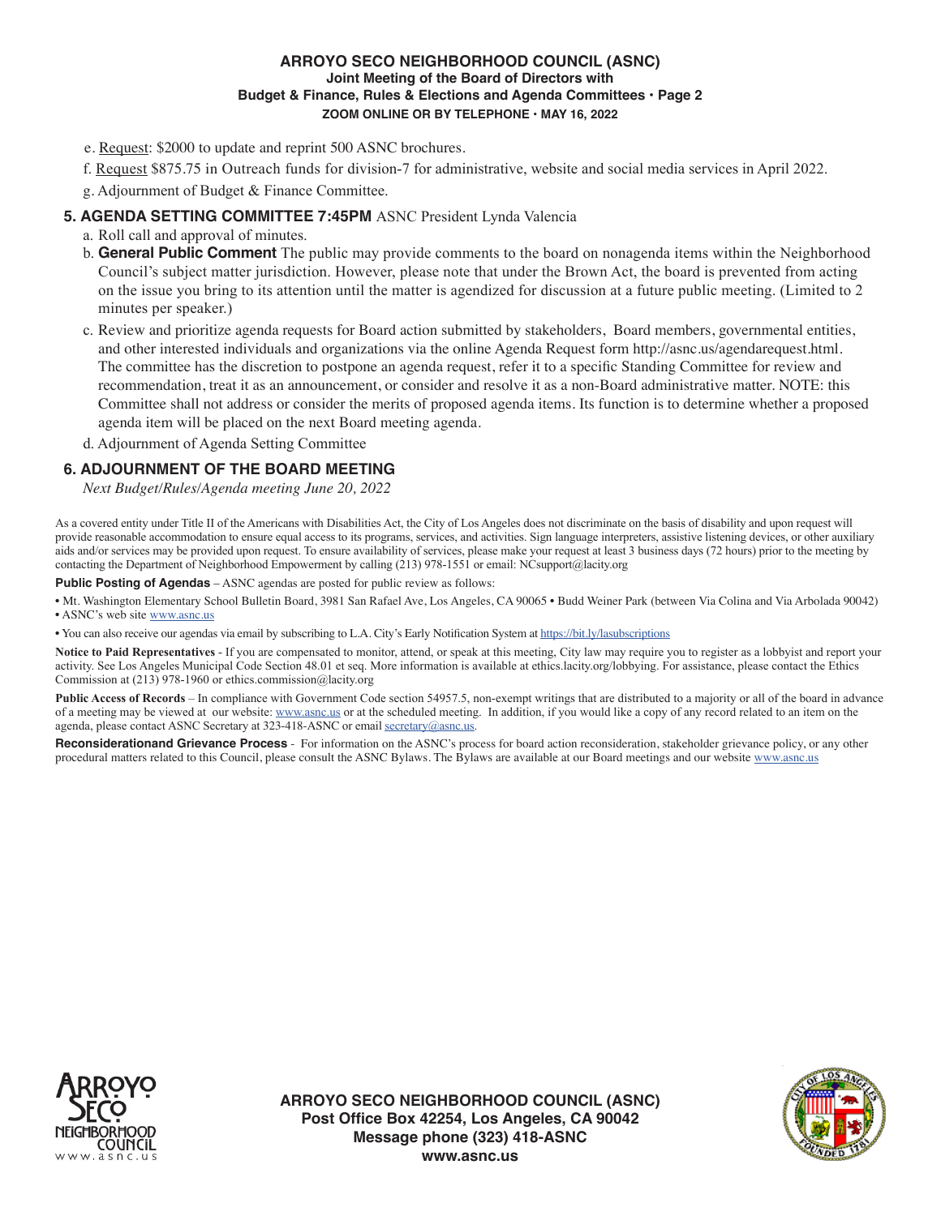e. Request: $2000 to update and reprint 500 ASNC brochures.

f. Request $875.75 in Outreach funds for division-7 for administrative, website and social media services in April 2022.

g. Adjournment of Budget & Finance Committee.

## 5. AGENDA SETTING COMMITTEE 7:45PM ASNC President Lynda Valencia

a. Roll call and approval of minutes.

b. **General Public Comment** The public may provide comments to the board on nonagenda items within the Neighborhood Council's subject matter jurisdiction. However, please note that under the Brown Act, the board is prevented from acting on the issue you bring to its attention until the matter is agendized for discussion at a future public meeting. (Limited to 2 minutes per speaker.)

c. Review and prioritize agenda requests for Board action submitted by stakeholders, Board members, governmental entities, and other interested individuals and organizations via the online Agenda Request form http://asnc.us/agendarequest.html. The committee has the discretion to postpone an agenda request, refer it to a specific Standing Committee for review and recommendation, treat it as an announcement, or consider and resolve it as a non-Board administrative matter. NOTE: this Committee shall not address or consider the merits of proposed agenda items. Its function is to determine whether a proposed agenda item will be placed on the next Board meeting agenda.

d. Adjournment of Agenda Setting Committee

## 6. ADJOURNMENT OF THE BOARD MEETING

*Next Budget/Rules/Agenda meeting June 20, 2022*

As a covered entity under Title II of the Americans with Disabilities Act, the City of Los Angeles does not discriminate on the basis of disability and upon request will provide reasonable accommodation to ensure equal access to its programs, services, and activities. Sign language interpreters, assistive listening devices, or other auxiliary aids and/or services may be provided upon request. To ensure availability of services, please make your request at least 3 business days (72 hours) prior to the meeting by contacting the Department of Neighborhood Empowerment by calling (213) 978-1551 or email: NCsupport@lacity.org

**Public Posting of Agendas** – ASNC agendas are posted for public review as follows:

• Mt. Washington Elementary School Bulletin Board, 3981 San Rafael Ave, Los Angeles, CA 90065 • Budd Weiner Park (between Via Colina and Via Arbolada 90042)
• ASNC's web site www.asnc.us

• You can also receive our agendas via email by subscribing to L.A. City's Early Notification System at https://bit.ly/lasubscriptions

**Notice to Paid Representatives** - If you are compensated to monitor, attend, or speak at this meeting, City law may require you to register as a lobbyist and report your activity. See Los Angeles Municipal Code Section 48.01 et seq. More information is available at ethics.lacity.org/lobbying. For assistance, please contact the Ethics Commission at (213) 978-1960 or ethics.commission@lacity.org

**Public Access of Records** – In compliance with Government Code section 54957.5, non-exempt writings that are distributed to a majority or all of the board in advance of a meeting may be viewed at our website: www.asnc.us or at the scheduled meeting. In addition, if you would like a copy of any record related to an item on the agenda, please contact ASNC Secretary at 323-418-ASNC or email secretary@asnc.us.

**Reconsiderationand Grievance Process** - For information on the ASNC's process for board action reconsideration, stakeholder grievance policy, or any other procedural matters related to this Council, please consult the ASNC Bylaws. The Bylaws are available at our Board meetings and our website www.asnc.us

**ARROYO SECO NEIGHBORHOOD COUNCIL (ASNC)**
**Post Office Box 42254, Los Angeles, CA 90042**
**Message phone (323) 418-ASNC**
**www.asnc.us**